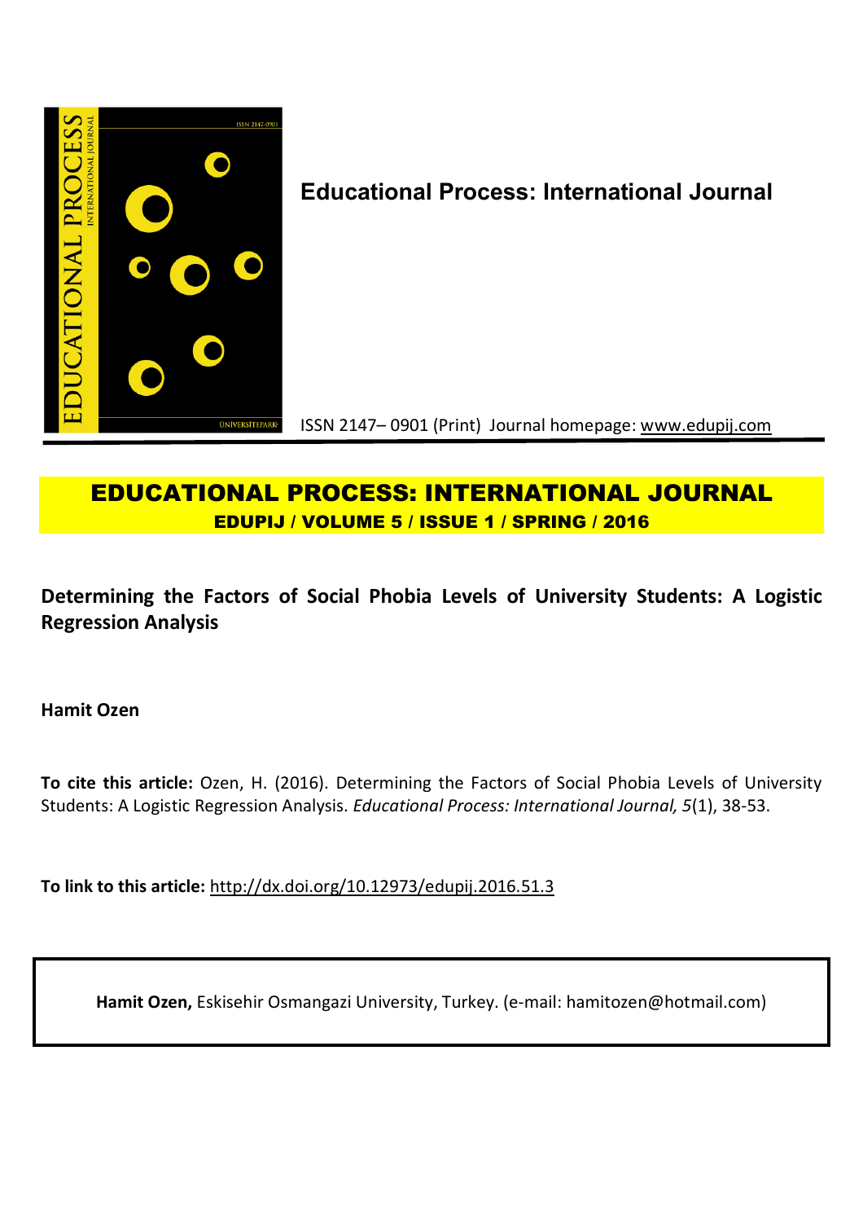**Educational Process: International Journal**

ISSN 2147– 0901 (Print) Journal homepage: www.edupij.com

# EDUCATIONAL PROCESS: INTERNATIONAL JOURNAL

**EDUPIJ / VOLUME 5 / ISSUE 1 / SPRING / 2016**

## Determining the Factors of Social Phobia Levels of University Students: A Logistic Regression Analysis

**Hamit Ozen**

**To cite this article:** Ozen, H. (2016). Determining the Factors of Social Phobia Levels of University Students: A Logistic Regression Analysis. *Educational Process: International Journal, 5*(1), 38-53.

**To link to this article:** http://dx.doi.org/10.12973/edupij.2016.51.3

**Hamit Ozen,** Eskisehir Osmangazi University, Turkey. (e-mail: hamitozen@hotmail.com)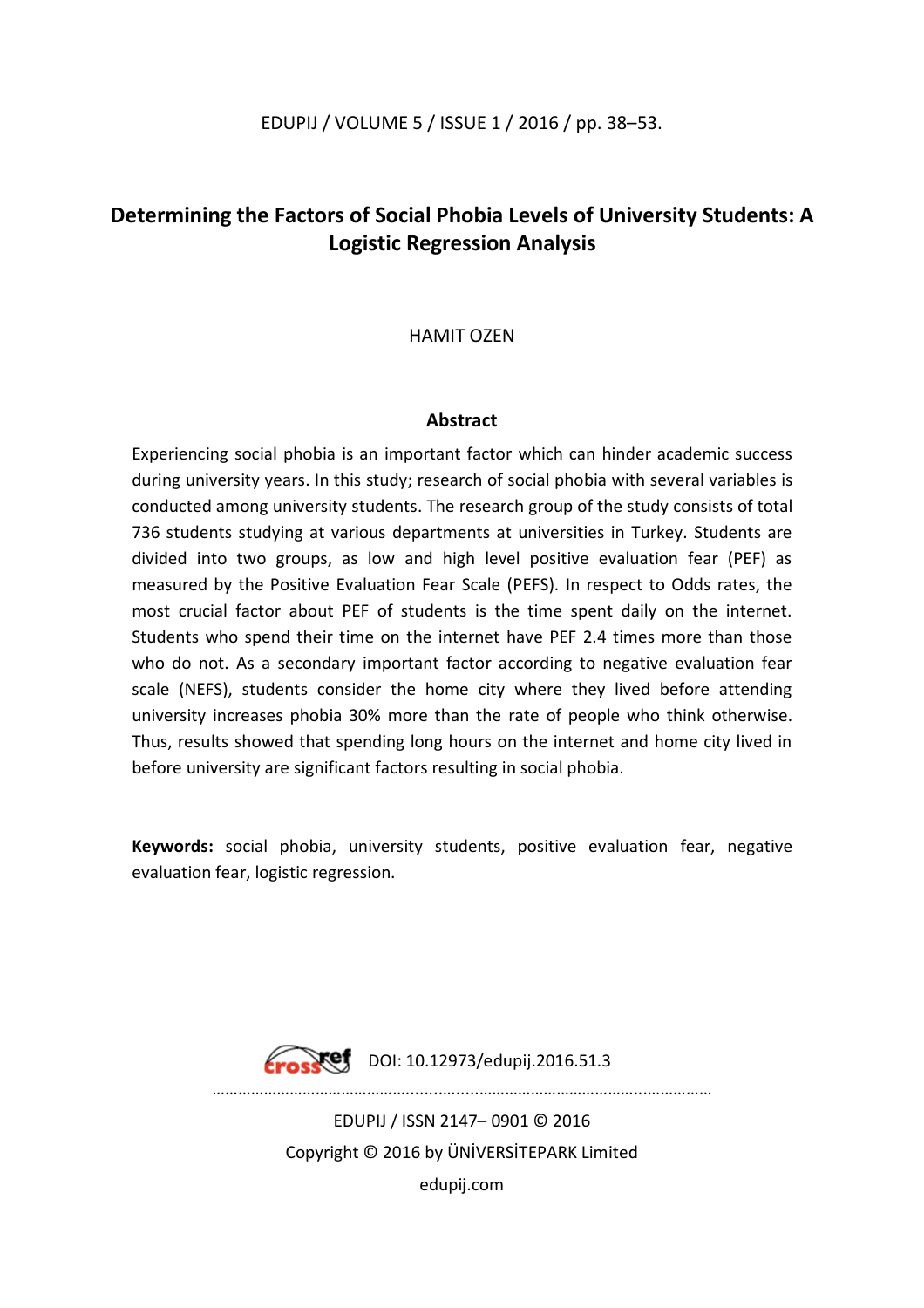# Determining the Factors of Social Phobia Levels of University Students: A Logistic Regression Analysis

HAMIT OZEN

## Abstract

Experiencing social phobia is an important factor which can hinder academic success during university years. In this study; research of social phobia with several variables is conducted among university students. The research group of the study consists of total 736 students studying at various departments at universities in Turkey. Students are divided into two groups, as low and high level positive evaluation fear (PEF) as measured by the Positive Evaluation Fear Scale (PEFS). In respect to Odds rates, the most crucial factor about PEF of students is the time spent daily on the internet. Students who spend their time on the internet have PEF 2.4 times more than those who do not. As a secondary important factor according to negative evaluation fear scale (NEFS), students consider the home city where they lived before attending university increases phobia 30% more than the rate of people who think otherwise. Thus, results showed that spending long hours on the internet and home city lived in before university are significant factors resulting in social phobia.

**Keywords:** social phobia, university students, positive evaluation fear, negative evaluation fear, logistic regression.

DOI: 10.12973/edupij.2016.51.3

EDUPIJ / ISSN 2147– 0901 © 2016

Copyright © 2016 by ÜNİVERSİTEPARK Limited

edupij.com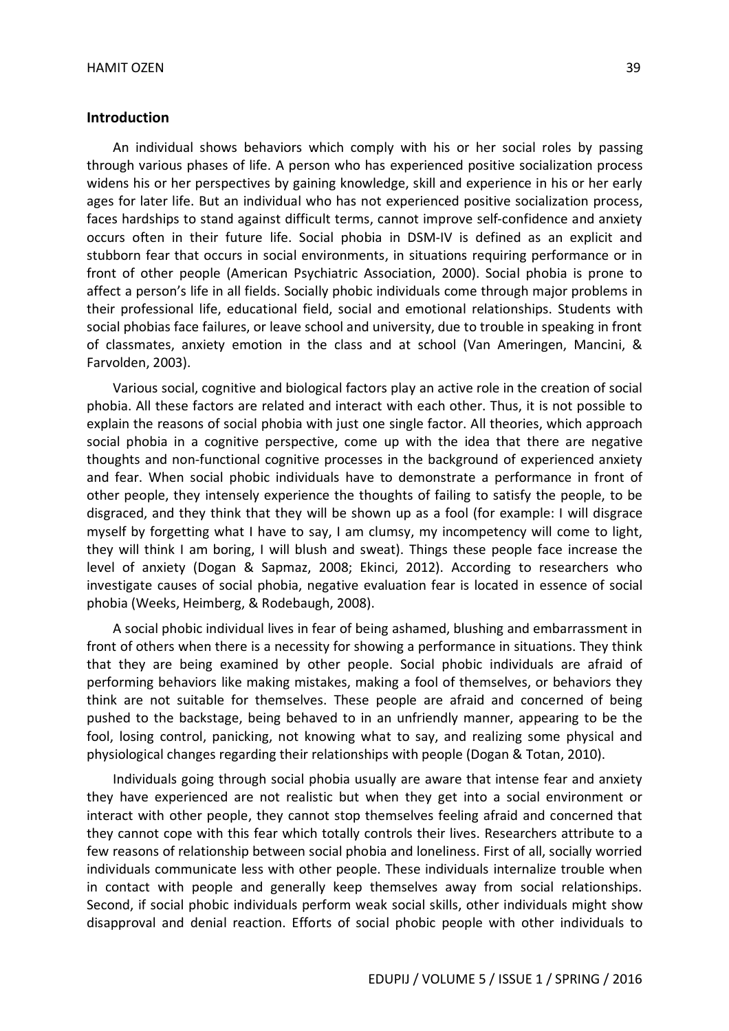## Introduction

An individual shows behaviors which comply with his or her social roles by passing through various phases of life. A person who has experienced positive socialization process widens his or her perspectives by gaining knowledge, skill and experience in his or her early ages for later life. But an individual who has not experienced positive socialization process, faces hardships to stand against difficult terms, cannot improve self-confidence and anxiety occurs often in their future life. Social phobia in DSM-IV is defined as an explicit and stubborn fear that occurs in social environments, in situations requiring performance or in front of other people (American Psychiatric Association, 2000). Social phobia is prone to affect a person's life in all fields. Socially phobic individuals come through major problems in their professional life, educational field, social and emotional relationships. Students with social phobias face failures, or leave school and university, due to trouble in speaking in front of classmates, anxiety emotion in the class and at school (Van Ameringen, Mancini, & Farvolden, 2003).

Various social, cognitive and biological factors play an active role in the creation of social phobia. All these factors are related and interact with each other. Thus, it is not possible to explain the reasons of social phobia with just one single factor. All theories, which approach social phobia in a cognitive perspective, come up with the idea that there are negative thoughts and non-functional cognitive processes in the background of experienced anxiety and fear. When social phobic individuals have to demonstrate a performance in front of other people, they intensely experience the thoughts of failing to satisfy the people, to be disgraced, and they think that they will be shown up as a fool (for example: I will disgrace myself by forgetting what I have to say, I am clumsy, my incompetency will come to light, they will think I am boring, I will blush and sweat). Things these people face increase the level of anxiety (Dogan & Sapmaz, 2008; Ekinci, 2012). According to researchers who investigate causes of social phobia, negative evaluation fear is located in essence of social phobia (Weeks, Heimberg, & Rodebaugh, 2008).

A social phobic individual lives in fear of being ashamed, blushing and embarrassment in front of others when there is a necessity for showing a performance in situations. They think that they are being examined by other people. Social phobic individuals are afraid of performing behaviors like making mistakes, making a fool of themselves, or behaviors they think are not suitable for themselves. These people are afraid and concerned of being pushed to the backstage, being behaved to in an unfriendly manner, appearing to be the fool, losing control, panicking, not knowing what to say, and realizing some physical and physiological changes regarding their relationships with people (Dogan & Totan, 2010).

Individuals going through social phobia usually are aware that intense fear and anxiety they have experienced are not realistic but when they get into a social environment or interact with other people, they cannot stop themselves feeling afraid and concerned that they cannot cope with this fear which totally controls their lives. Researchers attribute to a few reasons of relationship between social phobia and loneliness. First of all, socially worried individuals communicate less with other people. These individuals internalize trouble when in contact with people and generally keep themselves away from social relationships. Second, if social phobic individuals perform weak social skills, other individuals might show disapproval and denial reaction. Efforts of social phobic people with other individuals to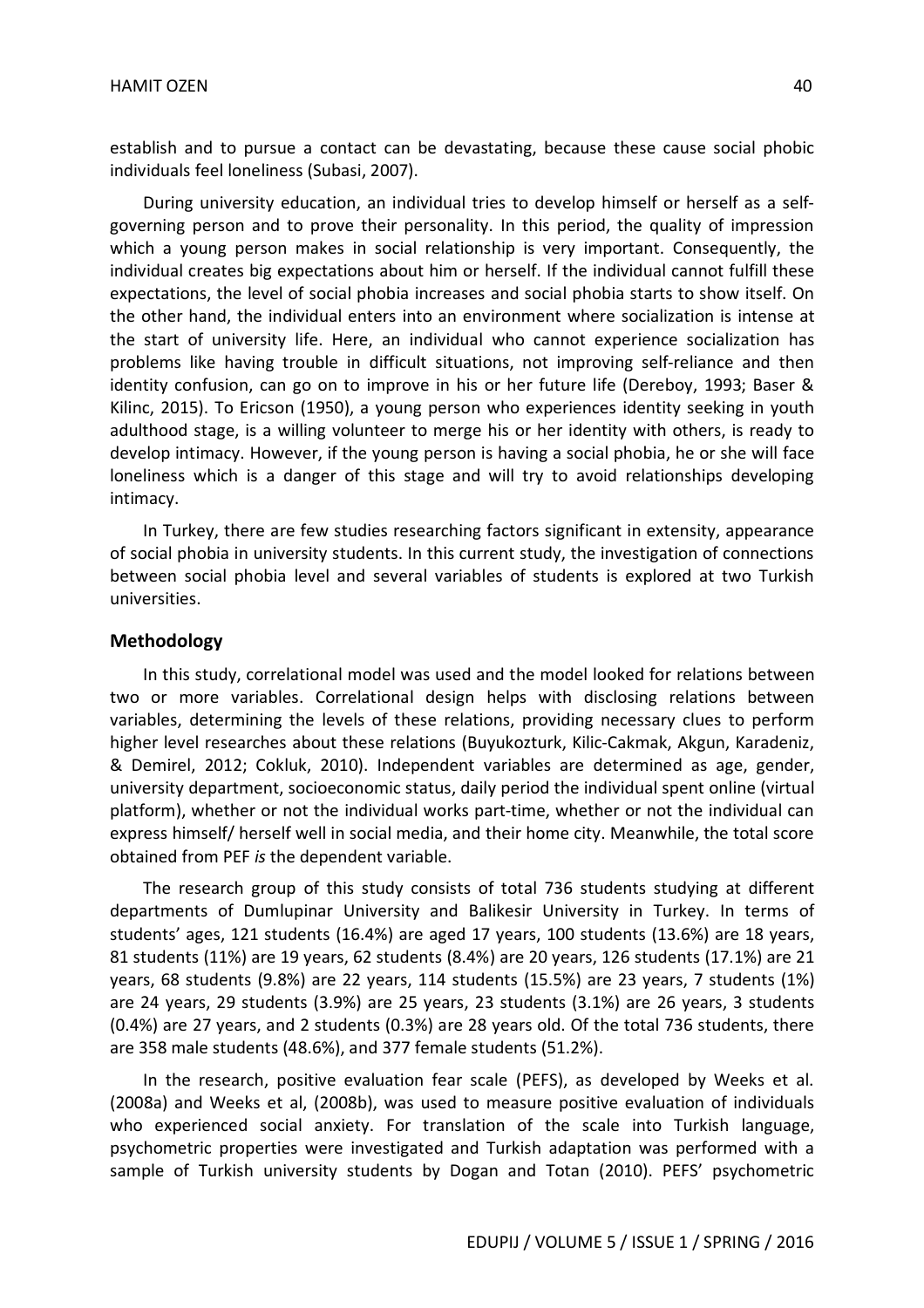establish and to pursue a contact can be devastating, because these cause social phobic individuals feel loneliness (Subasi, 2007).

During university education, an individual tries to develop himself or herself as a self-governing person and to prove their personality. In this period, the quality of impression which a young person makes in social relationship is very important. Consequently, the individual creates big expectations about him or herself. If the individual cannot fulfill these expectations, the level of social phobia increases and social phobia starts to show itself. On the other hand, the individual enters into an environment where socialization is intense at the start of university life. Here, an individual who cannot experience socialization has problems like having trouble in difficult situations, not improving self-reliance and then identity confusion, can go on to improve in his or her future life (Dereboy, 1993; Baser & Kilinc, 2015). To Ericson (1950), a young person who experiences identity seeking in youth adulthood stage, is a willing volunteer to merge his or her identity with others, is ready to develop intimacy. However, if the young person is having a social phobia, he or she will face loneliness which is a danger of this stage and will try to avoid relationships developing intimacy.

In Turkey, there are few studies researching factors significant in extensity, appearance of social phobia in university students. In this current study, the investigation of connections between social phobia level and several variables of students is explored at two Turkish universities.

## Methodology

In this study, correlational model was used and the model looked for relations between two or more variables. Correlational design helps with disclosing relations between variables, determining the levels of these relations, providing necessary clues to perform higher level researches about these relations (Buyukozturk, Kilic-Cakmak, Akgun, Karadeniz, & Demirel, 2012; Cokluk, 2010). Independent variables are determined as age, gender, university department, socioeconomic status, daily period the individual spent online (virtual platform), whether or not the individual works part-time, whether or not the individual can express himself/ herself well in social media, and their home city. Meanwhile, the total score obtained from PEF *is* the dependent variable.

The research group of this study consists of total 736 students studying at different departments of Dumlupinar University and Balikesir University in Turkey. In terms of students' ages, 121 students (16.4%) are aged 17 years, 100 students (13.6%) are 18 years, 81 students (11%) are 19 years, 62 students (8.4%) are 20 years, 126 students (17.1%) are 21 years, 68 students (9.8%) are 22 years, 114 students (15.5%) are 23 years, 7 students (1%) are 24 years, 29 students (3.9%) are 25 years, 23 students (3.1%) are 26 years, 3 students (0.4%) are 27 years, and 2 students (0.3%) are 28 years old. Of the total 736 students, there are 358 male students (48.6%), and 377 female students (51.2%).

In the research, positive evaluation fear scale (PEFS), as developed by Weeks et al. (2008a) and Weeks et al, (2008b), was used to measure positive evaluation of individuals who experienced social anxiety. For translation of the scale into Turkish language, psychometric properties were investigated and Turkish adaptation was performed with a sample of Turkish university students by Dogan and Totan (2010). PEFS' psychometric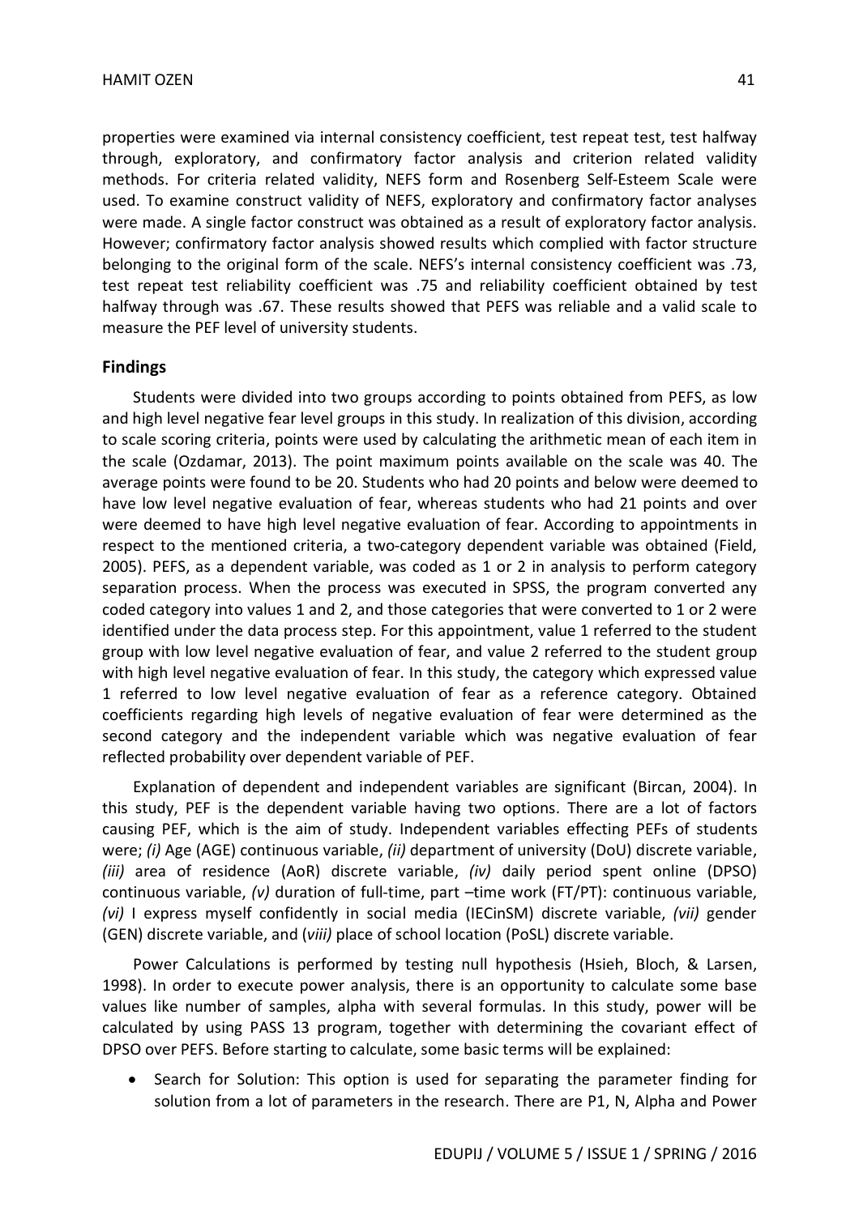properties were examined via internal consistency coefficient, test repeat test, test halfway through, exploratory, and confirmatory factor analysis and criterion related validity methods. For criteria related validity, NEFS form and Rosenberg Self-Esteem Scale were used. To examine construct validity of NEFS, exploratory and confirmatory factor analyses were made. A single factor construct was obtained as a result of exploratory factor analysis. However; confirmatory factor analysis showed results which complied with factor structure belonging to the original form of the scale. NEFS's internal consistency coefficient was .73, test repeat test reliability coefficient was .75 and reliability coefficient obtained by test halfway through was .67. These results showed that PEFS was reliable and a valid scale to measure the PEF level of university students.

## Findings

Students were divided into two groups according to points obtained from PEFS, as low and high level negative fear level groups in this study. In realization of this division, according to scale scoring criteria, points were used by calculating the arithmetic mean of each item in the scale (Ozdamar, 2013). The point maximum points available on the scale was 40. The average points were found to be 20. Students who had 20 points and below were deemed to have low level negative evaluation of fear, whereas students who had 21 points and over were deemed to have high level negative evaluation of fear. According to appointments in respect to the mentioned criteria, a two-category dependent variable was obtained (Field, 2005). PEFS, as a dependent variable, was coded as 1 or 2 in analysis to perform category separation process. When the process was executed in SPSS, the program converted any coded category into values 1 and 2, and those categories that were converted to 1 or 2 were identified under the data process step. For this appointment, value 1 referred to the student group with low level negative evaluation of fear, and value 2 referred to the student group with high level negative evaluation of fear. In this study, the category which expressed value 1 referred to low level negative evaluation of fear as a reference category. Obtained coefficients regarding high levels of negative evaluation of fear were determined as the second category and the independent variable which was negative evaluation of fear reflected probability over dependent variable of PEF.

Explanation of dependent and independent variables are significant (Bircan, 2004). In this study, PEF is the dependent variable having two options. There are a lot of factors causing PEF, which is the aim of study. Independent variables effecting PEFs of students were; *(i)* Age (AGE) continuous variable, *(ii)* department of university (DoU) discrete variable, *(iii)* area of residence (AoR) discrete variable, *(iv)* daily period spent online (DPSO) continuous variable, *(v)* duration of full-time, part –time work (FT/PT): continuous variable, *(vi)* I express myself confidently in social media (IECinSM) discrete variable, *(vii)* gender (GEN) discrete variable, and (*viii)* place of school location (PoSL) discrete variable.

Power Calculations is performed by testing null hypothesis (Hsieh, Bloch, & Larsen, 1998). In order to execute power analysis, there is an opportunity to calculate some base values like number of samples, alpha with several formulas. In this study, power will be calculated by using PASS 13 program, together with determining the covariant effect of DPSO over PEFS. Before starting to calculate, some basic terms will be explained:

- Search for Solution: This option is used for separating the parameter finding for solution from a lot of parameters in the research. There are P1, N, Alpha and Power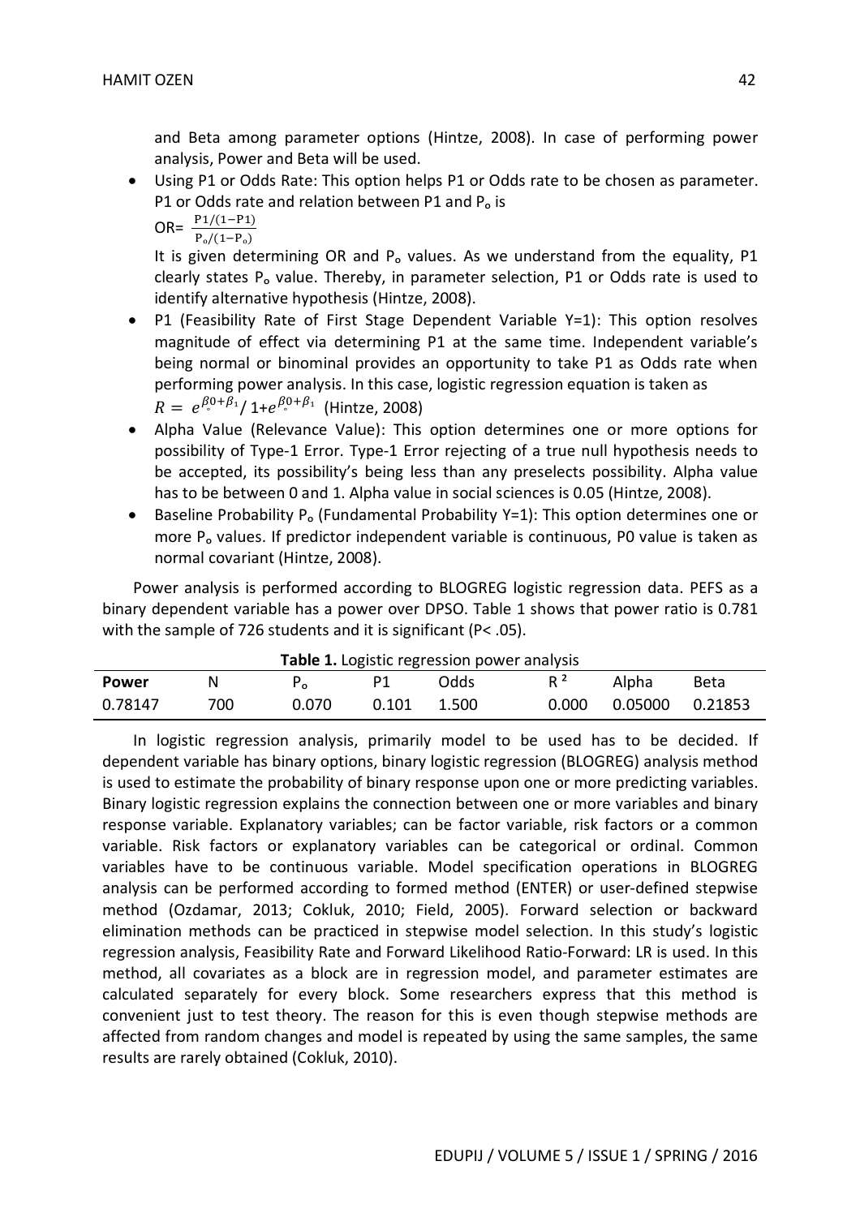and Beta among parameter options (Hintze, 2008). In case of performing power analysis, Power and Beta will be used.

- Using P1 or Odds Rate: This option helps P1 or Odds rate to be chosen as parameter. P1 or Odds rate and relation between P1 and $P_o$ is

  $OR = \frac{P1/(1-P1)}{P_o/(1-P_o)}$

  It is given determining OR and $P_o$ values. As we understand from the equality, P1 clearly states $P_o$ value. Thereby, in parameter selection, P1 or Odds rate is used to identify alternative hypothesis (Hintze, 2008).
- P1 (Feasibility Rate of First Stage Dependent Variable Y=1): This option resolves magnitude of effect via determining P1 at the same time. Independent variable's being normal or binominal provides an opportunity to take P1 as Odds rate when performing power analysis. In this case, logistic regression equation is taken as

  $R = e^{\beta_0+\beta_1} / 1+e^{\beta_0+\beta_1}$ (Hintze, 2008)
- Alpha Value (Relevance Value): This option determines one or more options for possibility of Type-1 Error. Type-1 Error rejecting of a true null hypothesis needs to be accepted, its possibility's being less than any preselects possibility. Alpha value has to be between 0 and 1. Alpha value in social sciences is 0.05 (Hintze, 2008).
- Baseline Probability $P_o$ (Fundamental Probability Y=1): This option determines one or more $P_o$ values. If predictor independent variable is continuous, P0 value is taken as normal covariant (Hintze, 2008).

Power analysis is performed according to BLOGREG logistic regression data. PEFS as a binary dependent variable has a power over DPSO. Table 1 shows that power ratio is 0.781 with the sample of 726 students and it is significant ($P < .05$).

**Table 1.** Logistic regression power analysis

| Power | N | $P_o$ | P1 | Odds | $R^2$ | Alpha | Beta |
|---|---|---|---|---|---|---|---|
| 0.78147 | 700 | 0.070 | 0.101 | 1.500 | 0.000 | 0.05000 | 0.21853 |

In logistic regression analysis, primarily model to be used has to be decided. If dependent variable has binary options, binary logistic regression (BLOGREG) analysis method is used to estimate the probability of binary response upon one or more predicting variables. Binary logistic regression explains the connection between one or more variables and binary response variable. Explanatory variables; can be factor variable, risk factors or a common variable. Risk factors or explanatory variables can be categorical or ordinal. Common variables have to be continuous variable. Model specification operations in BLOGREG analysis can be performed according to formed method (ENTER) or user-defined stepwise method (Ozdamar, 2013; Cokluk, 2010; Field, 2005). Forward selection or backward elimination methods can be practiced in stepwise model selection. In this study's logistic regression analysis, Feasibility Rate and Forward Likelihood Ratio-Forward: LR is used. In this method, all covariates as a block are in regression model, and parameter estimates are calculated separately for every block. Some researchers express that this method is convenient just to test theory. The reason for this is even though stepwise methods are affected from random changes and model is repeated by using the same samples, the same results are rarely obtained (Cokluk, 2010).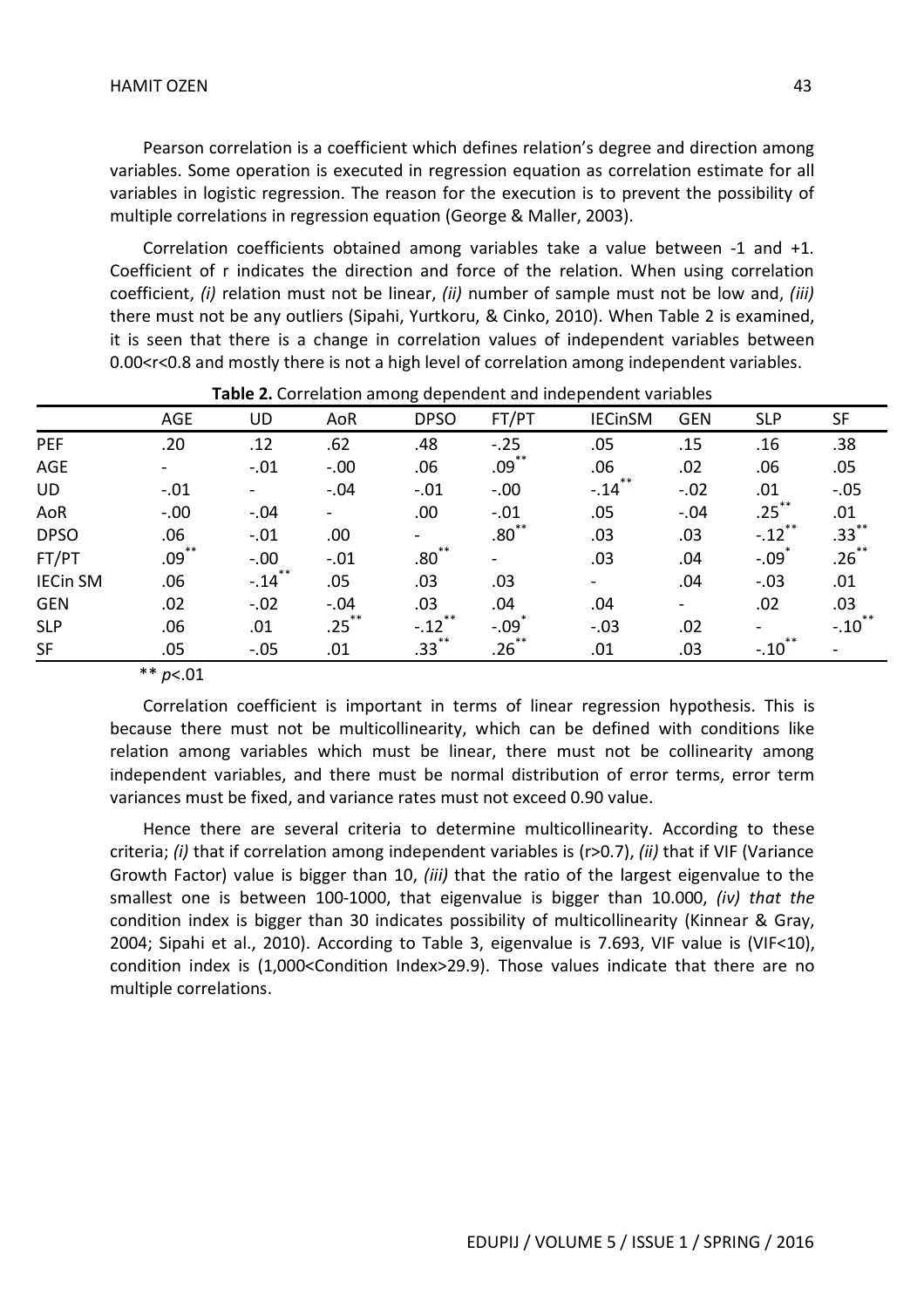Pearson correlation is a coefficient which defines relation's degree and direction among variables. Some operation is executed in regression equation as correlation estimate for all variables in logistic regression. The reason for the execution is to prevent the possibility of multiple correlations in regression equation (George & Maller, 2003).

Correlation coefficients obtained among variables take a value between -1 and +1. Coefficient of r indicates the direction and force of the relation. When using correlation coefficient, *(i)* relation must not be linear, *(ii)* number of sample must not be low and, *(iii)* there must not be any outliers (Sipahi, Yurtkoru, & Cinko, 2010). When Table 2 is examined, it is seen that there is a change in correlation values of independent variables between 0.00<r<0.8 and mostly there is not a high level of correlation among independent variables.

**Table 2.** Correlation among dependent and independent variables

| | AGE | UD | AoR | DPSO | FT/PT | IECinSM | GEN | SLP | SF |
|---|---|---|---|---|---|---|---|---|---|
| PEF | .20 | .12 | .62 | .48 | -.25 | .05 | .15 | .16 | .38 |
| AGE | - | -.01 | -.00 | .06 | .09** | .06 | .02 | .06 | .05 |
| UD | -.01 | - | -.04 | -.01 | -.00 | -.14** | -.02 | .01 | -.05 |
| AoR | -.00 | -.04 | - | .00 | -.01 | .05 | -.04 | .25** | .01 |
| DPSO | .06 | -.01 | .00 | - | .80** | .03 | .03 | -.12** | .33** |
| FT/PT | .09** | -.00 | -.01 | .80** | - | .03 | .04 | -.09* | .26** |
| IECin SM | .06 | -.14** | .05 | .03 | .03 | - | .04 | -.03 | .01 |
| GEN | .02 | -.02 | -.04 | .03 | .04 | .04 | - | .02 | .03 |
| SLP | .06 | .01 | .25** | -.12** | -.09* | -.03 | .02 | - | -.10** |
| SF | .05 | -.05 | .01 | .33** | .26** | .01 | .03 | -.10** | - |

** *p*<.01

Correlation coefficient is important in terms of linear regression hypothesis. This is because there must not be multicollinearity, which can be defined with conditions like relation among variables which must be linear, there must not be collinearity among independent variables, and there must be normal distribution of error terms, error term variances must be fixed, and variance rates must not exceed 0.90 value.

Hence there are several criteria to determine multicollinearity. According to these criteria; *(i)* that if correlation among independent variables is (r>0.7), *(ii)* that if VIF (Variance Growth Factor) value is bigger than 10, *(iii)* that the ratio of the largest eigenvalue to the smallest one is between 100-1000, that eigenvalue is bigger than 10.000, *(iv) that the* condition index is bigger than 30 indicates possibility of multicollinearity (Kinnear & Gray, 2004; Sipahi et al., 2010). According to Table 3, eigenvalue is 7.693, VIF value is (VIF<10), condition index is (1,000<Condition Index>29.9). Those values indicate that there are no multiple correlations.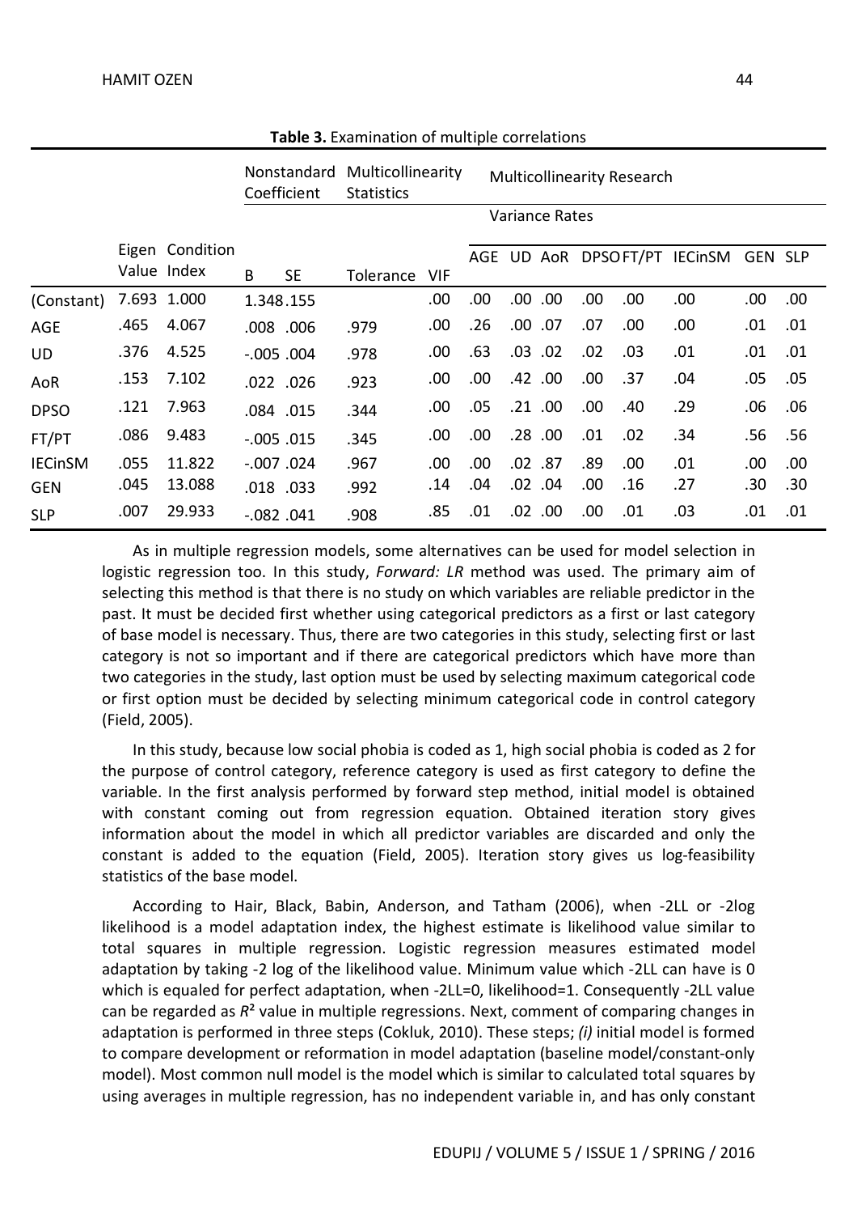**Table 3.** Examination of multiple correlations

| | Eigen Value | Condition Index | Nonstandard Coefficient | | Multicollinearity Statistics | | Multicollinearity Research | | | | | | | |
|---|---|---|---|---|---|---|---|---|---|---|---|---|---|---|
| | | | | | | | Variance Rates | | | | | | | |
| | | | B | SE | Tolerance | VIF | AGE | UD | AoR | DPSO | FT/PT | IECinSM | GEN | SLP |
| (Constant) | 7.693 | 1.000 | 1.348 | .155 | | .00 | .00 | .00 | .00 | .00 | .00 | .00 | .00 | .00 |
| AGE | .465 | 4.067 | .008 | .006 | .979 | .00 | .26 | .00 | .07 | .07 | .00 | .00 | .01 | .01 |
| UD | .376 | 4.525 | -.005 | .004 | .978 | .00 | .63 | .03 | .02 | .02 | .03 | .01 | .01 | .01 |
| AoR | .153 | 7.102 | .022 | .026 | .923 | .00 | .00 | .42 | .00 | .00 | .37 | .04 | .05 | .05 |
| DPSO | .121 | 7.963 | .084 | .015 | .344 | .00 | .05 | .21 | .00 | .00 | .40 | .29 | .06 | .06 |
| FT/PT | .086 | 9.483 | -.005 | .015 | .345 | .00 | .00 | .28 | .00 | .01 | .02 | .34 | .56 | .56 |
| IECinSM | .055 | 11.822 | -.007 | .024 | .967 | .00 | .00 | .02 | .87 | .89 | .00 | .01 | .00 | .00 |
| GEN | .045 | 13.088 | .018 | .033 | .992 | .14 | .04 | .02 | .04 | .00 | .16 | .27 | .30 | .30 |
| SLP | .007 | 29.933 | -.082 | .041 | .908 | .85 | .01 | .02 | .00 | .00 | .01 | .03 | .01 | .01 |

As in multiple regression models, some alternatives can be used for model selection in logistic regression too. In this study, *Forward: LR* method was used. The primary aim of selecting this method is that there is no study on which variables are reliable predictor in the past. It must be decided first whether using categorical predictors as a first or last category of base model is necessary. Thus, there are two categories in this study, selecting first or last category is not so important and if there are categorical predictors which have more than two categories in the study, last option must be used by selecting maximum categorical code or first option must be decided by selecting minimum categorical code in control category (Field, 2005).

In this study, because low social phobia is coded as 1, high social phobia is coded as 2 for the purpose of control category, reference category is used as first category to define the variable. In the first analysis performed by forward step method, initial model is obtained with constant coming out from regression equation. Obtained iteration story gives information about the model in which all predictor variables are discarded and only the constant is added to the equation (Field, 2005). Iteration story gives us log-feasibility statistics of the base model.

According to Hair, Black, Babin, Anderson, and Tatham (2006), when -2LL or -2log likelihood is a model adaptation index, the highest estimate is likelihood value similar to total squares in multiple regression. Logistic regression measures estimated model adaptation by taking -2 log of the likelihood value. Minimum value which -2LL can have is 0 which is equaled for perfect adaptation, when -2LL=0, likelihood=1. Consequently -2LL value can be regarded as $R^2$ value in multiple regressions. Next, comment of comparing changes in adaptation is performed in three steps (Cokluk, 2010). These steps; *(i)* initial model is formed to compare development or reformation in model adaptation (baseline model/constant-only model). Most common null model is the model which is similar to calculated total squares by using averages in multiple regression, has no independent variable in, and has only constant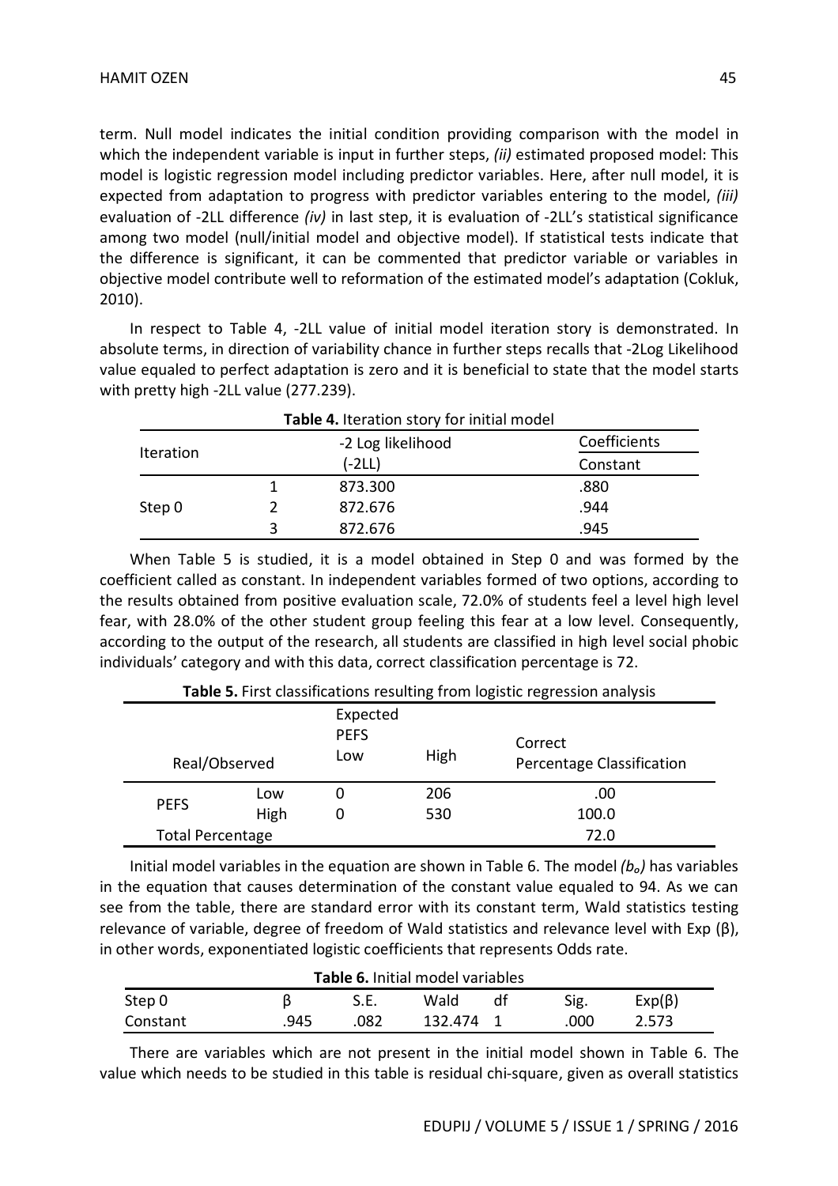term. Null model indicates the initial condition providing comparison with the model in which the independent variable is input in further steps, *(ii)* estimated proposed model: This model is logistic regression model including predictor variables. Here, after null model, it is expected from adaptation to progress with predictor variables entering to the model, *(iii)* evaluation of -2LL difference *(iv)* in last step, it is evaluation of -2LL's statistical significance among two model (null/initial model and objective model). If statistical tests indicate that the difference is significant, it can be commented that predictor variable or variables in objective model contribute well to reformation of the estimated model's adaptation (Cokluk, 2010).

In respect to Table 4, -2LL value of initial model iteration story is demonstrated. In absolute terms, in direction of variability chance in further steps recalls that -2Log Likelihood value equaled to perfect adaptation is zero and it is beneficial to state that the model starts with pretty high -2LL value (277.239).

**Table 4.** Iteration story for initial model

| Iteration | | -2 Log likelihood (-2LL) | Coefficients |
|---|---|---|---|
| | | | Constant |
| Step 0 | 1 | 873.300 | .880 |
| | 2 | 872.676 | .944 |
| | 3 | 872.676 | .945 |

When Table 5 is studied, it is a model obtained in Step 0 and was formed by the coefficient called as constant. In independent variables formed of two options, according to the results obtained from positive evaluation scale, 72.0% of students feel a level high level fear, with 28.0% of the other student group feeling this fear at a low level. Consequently, according to the output of the research, all students are classified in high level social phobic individuals' category and with this data, correct classification percentage is 72.

**Table 5.** First classifications resulting from logistic regression analysis

| Real/Observed | | Expected PEFS Low | High | Correct Percentage Classification |
|---|---|---|---|---|
| PEFS | Low | 0 | 206 | .00 |
| | High | 0 | 530 | 100.0 |
| Total Percentage | | | | 72.0 |

Initial model variables in the equation are shown in Table 6. The model *($b_o$)* has variables in the equation that causes determination of the constant value equaled to 94. As we can see from the table, there are standard error with its constant term, Wald statistics testing relevance of variable, degree of freedom of Wald statistics and relevance level with Exp (β), in other words, exponentiated logistic coefficients that represents Odds rate.

**Table 6.** Initial model variables

| Step 0 | β | S.E. | Wald | df | Sig. | Exp(β) |
|---|---|---|---|---|---|---|
| Constant | .945 | .082 | 132.474 | 1 | .000 | 2.573 |

There are variables which are not present in the initial model shown in Table 6. The value which needs to be studied in this table is residual chi-square, given as overall statistics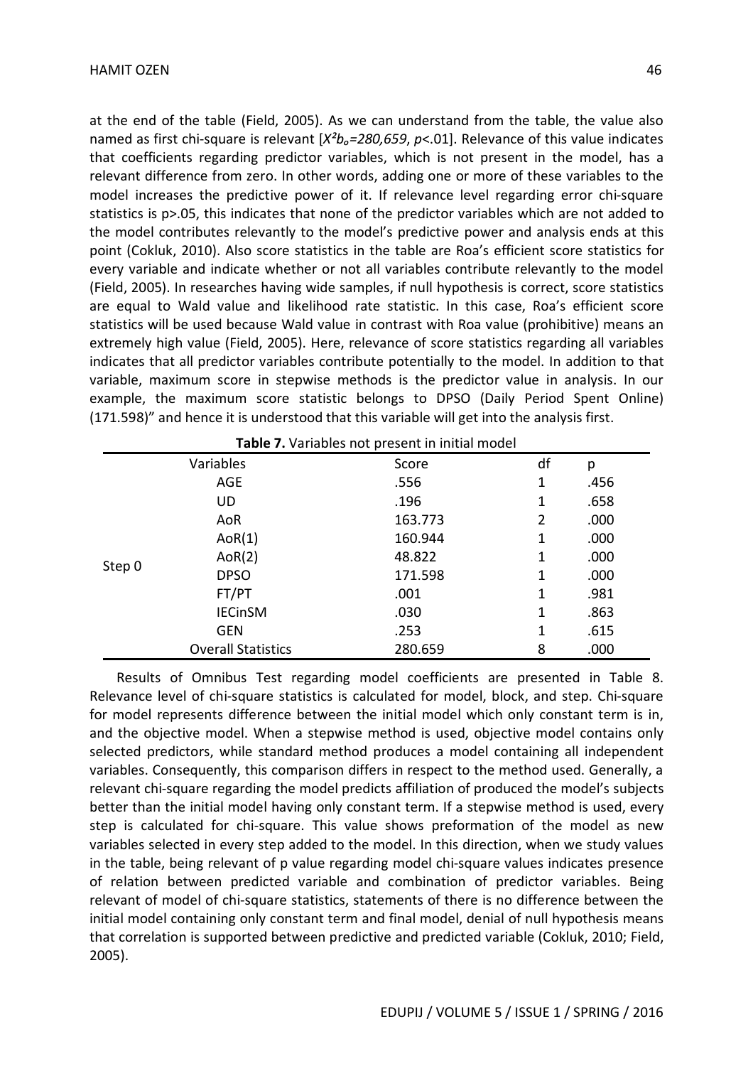at the end of the table (Field, 2005). As we can understand from the table, the value also named as first chi-square is relevant [$X^2b_o=280,659$, $p<.01$]. Relevance of this value indicates that coefficients regarding predictor variables, which is not present in the model, has a relevant difference from zero. In other words, adding one or more of these variables to the model increases the predictive power of it. If relevance level regarding error chi-square statistics is p>.05, this indicates that none of the predictor variables which are not added to the model contributes relevantly to the model's predictive power and analysis ends at this point (Cokluk, 2010). Also score statistics in the table are Roa's efficient score statistics for every variable and indicate whether or not all variables contribute relevantly to the model (Field, 2005). In researches having wide samples, if null hypothesis is correct, score statistics are equal to Wald value and likelihood rate statistic. In this case, Roa's efficient score statistics will be used because Wald value in contrast with Roa value (prohibitive) means an extremely high value (Field, 2005). Here, relevance of score statistics regarding all variables indicates that all predictor variables contribute potentially to the model. In addition to that variable, maximum score in stepwise methods is the predictor value in analysis. In our example, the maximum score statistic belongs to DPSO (Daily Period Spent Online) (171.598)" and hence it is understood that this variable will get into the analysis first.

**Table 7.** Variables not present in initial model

| | Variables | Score | df | p |
|---|---|---|---|---|
| Step 0 | AGE | .556 | 1 | .456 |
| | UD | .196 | 1 | .658 |
| | AoR | 163.773 | 2 | .000 |
| | AoR(1) | 160.944 | 1 | .000 |
| | AoR(2) | 48.822 | 1 | .000 |
| | DPSO | 171.598 | 1 | .000 |
| | FT/PT | .001 | 1 | .981 |
| | IECinSM | .030 | 1 | .863 |
| | GEN | .253 | 1 | .615 |
| | Overall Statistics | 280.659 | 8 | .000 |

Results of Omnibus Test regarding model coefficients are presented in Table 8. Relevance level of chi-square statistics is calculated for model, block, and step. Chi-square for model represents difference between the initial model which only constant term is in, and the objective model. When a stepwise method is used, objective model contains only selected predictors, while standard method produces a model containing all independent variables. Consequently, this comparison differs in respect to the method used. Generally, a relevant chi-square regarding the model predicts affiliation of produced the model's subjects better than the initial model having only constant term. If a stepwise method is used, every step is calculated for chi-square. This value shows preformation of the model as new variables selected in every step added to the model. In this direction, when we study values in the table, being relevant of p value regarding model chi-square values indicates presence of relation between predicted variable and combination of predictor variables. Being relevant of model of chi-square statistics, statements of there is no difference between the initial model containing only constant term and final model, denial of null hypothesis means that correlation is supported between predictive and predicted variable (Cokluk, 2010; Field, 2005).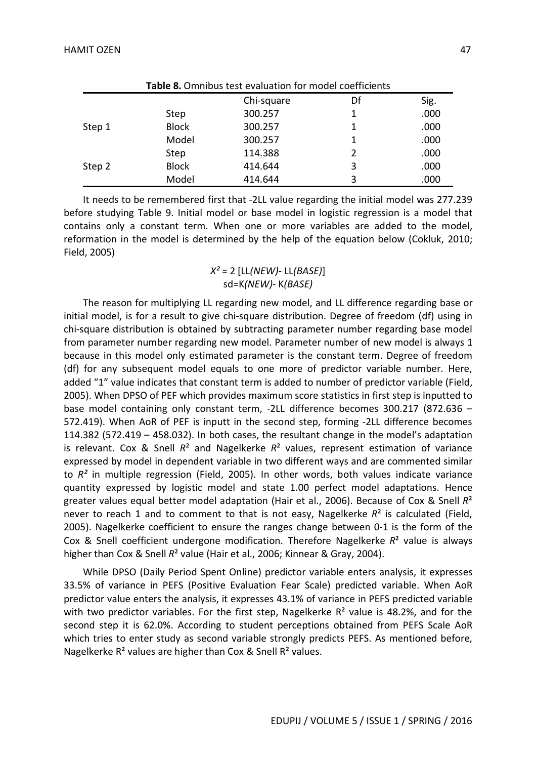**Table 8.** Omnibus test evaluation for model coefficients

| | | Chi-square | Df | Sig. |
|---|---|---|---|---|
| Step 1 | Step | 300.257 | 1 | .000 |
| | Block | 300.257 | 1 | .000 |
| | Model | 300.257 | 1 | .000 |
| Step 2 | Step | 114.388 | 2 | .000 |
| | Block | 414.644 | 3 | .000 |
| | Model | 414.644 | 3 | .000 |

It needs to be remembered first that -2LL value regarding the initial model was 277.239 before studying Table 9. Initial model or base model in logistic regression is a model that contains only a constant term. When one or more variables are added to the model, reformation in the model is determined by the help of the equation below (Cokluk, 2010; Field, 2005)

$$X^2 = 2\,[LL(NEW) - LL(BASE)]$$
$$sd = K(NEW) - K(BASE)$$

The reason for multiplying LL regarding new model, and LL difference regarding base or initial model, is for a result to give chi-square distribution. Degree of freedom (df) using in chi-square distribution is obtained by subtracting parameter number regarding base model from parameter number regarding new model. Parameter number of new model is always 1 because in this model only estimated parameter is the constant term. Degree of freedom (df) for any subsequent model equals to one more of predictor variable number. Here, added "1" value indicates that constant term is added to number of predictor variable (Field, 2005). When DPSO of PEF which provides maximum score statistics in first step is inputted to base model containing only constant term, -2LL difference becomes 300.217 (872.636 – 572.419). When AoR of PEF is inputt in the second step, forming -2LL difference becomes 114.382 (572.419 – 458.032). In both cases, the resultant change in the model's adaptation is relevant. Cox & Snell $R^2$ and Nagelkerke $R^2$ values, represent estimation of variance expressed by model in dependent variable in two different ways and are commented similar to $R^2$ in multiple regression (Field, 2005). In other words, both values indicate variance quantity expressed by logistic model and state 1.00 perfect model adaptations. Hence greater values equal better model adaptation (Hair et al., 2006). Because of Cox & Snell $R^2$ never to reach 1 and to comment to that is not easy, Nagelkerke $R^2$ is calculated (Field, 2005). Nagelkerke coefficient to ensure the ranges change between 0-1 is the form of the Cox & Snell coefficient undergone modification. Therefore Nagelkerke $R^2$ value is always higher than Cox & Snell $R^2$ value (Hair et al., 2006; Kinnear & Gray, 2004).

While DPSO (Daily Period Spent Online) predictor variable enters analysis, it expresses 33.5% of variance in PEFS (Positive Evaluation Fear Scale) predicted variable. When AoR predictor value enters the analysis, it expresses 43.1% of variance in PEFS predicted variable with two predictor variables. For the first step, Nagelkerke $R^2$ value is 48.2%, and for the second step it is 62.0%. According to student perceptions obtained from PEFS Scale AoR which tries to enter study as second variable strongly predicts PEFS. As mentioned before, Nagelkerke $R^2$ values are higher than Cox & Snell $R^2$ values.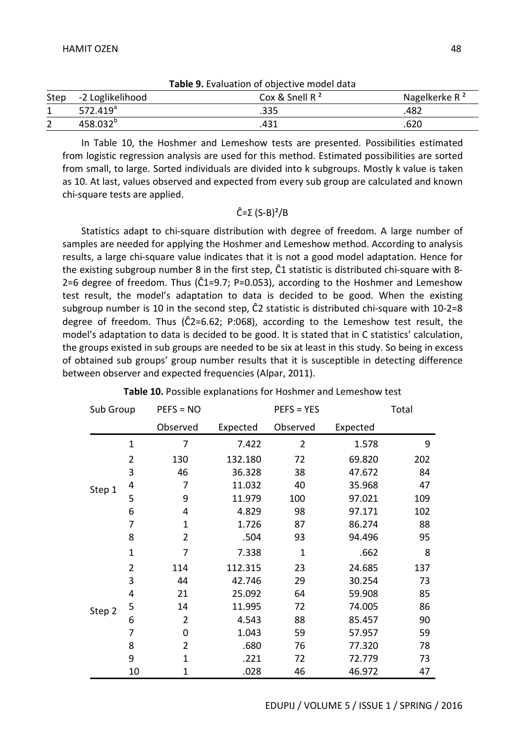**Table 9.** Evaluation of objective model data

| Step | -2 Loglikelihood | Cox & Snell $R^2$ | Nagelkerke $R^2$ |
|---|---|---|---|
| 1 | 572.419[a] | .335 | .482 |
| 2 | 458.032[b] | .431 | .620 |

In Table 10, the Hoshmer and Lemeshow tests are presented. Possibilities estimated from logistic regression analysis are used for this method. Estimated possibilities are sorted from small, to large. Sorted individuals are divided into k subgroups. Mostly k value is taken as 10. At last, values observed and expected from every sub group are calculated and known chi-square tests are applied.

$$\hat{C}=\Sigma\ (S-B)^2/B$$

Statistics adapt to chi-square distribution with degree of freedom. A large number of samples are needed for applying the Hoshmer and Lemeshow method. According to analysis results, a large chi-square value indicates that it is not a good model adaptation. Hence for the existing subgroup number 8 in the first step, $\hat{C}1$ statistic is distributed chi-square with 8-2=6 degree of freedom. Thus ($\hat{C}1=9.7$; $P=0.053$), according to the Hoshmer and Lemeshow test result, the model's adaptation to data is decided to be good. When the existing subgroup number is 10 in the second step, $\hat{C}2$ statistic is distributed chi-square with 10-2=8 degree of freedom. Thus ($\hat{C}2=6.62$; P:068), according to the Lemeshow test result, the model's adaptation to data is decided to be good. It is stated that in C statistics' calculation, the groups existed in sub groups are needed to be six at least in this study. So being in excess of obtained sub groups' group number results that it is susceptible in detecting difference between observer and expected frequencies (Alpar, 2011).

**Table 10.** Possible explanations for Hoshmer and Lemeshow test

| Sub Group | | PEFS = NO | | PEFS = YES | | Total |
|---|---|---|---|---|---|---|
| | | Observed | Expected | Observed | Expected | |
| Step 1 | 1 | 7 | 7.422 | 2 | 1.578 | 9 |
| | 2 | 130 | 132.180 | 72 | 69.820 | 202 |
| | 3 | 46 | 36.328 | 38 | 47.672 | 84 |
| | 4 | 7 | 11.032 | 40 | 35.968 | 47 |
| | 5 | 9 | 11.979 | 100 | 97.021 | 109 |
| | 6 | 4 | 4.829 | 98 | 97.171 | 102 |
| | 7 | 1 | 1.726 | 87 | 86.274 | 88 |
| | 8 | 2 | .504 | 93 | 94.496 | 95 |
| Step 2 | 1 | 7 | 7.338 | 1 | .662 | 8 |
| | 2 | 114 | 112.315 | 23 | 24.685 | 137 |
| | 3 | 44 | 42.746 | 29 | 30.254 | 73 |
| | 4 | 21 | 25.092 | 64 | 59.908 | 85 |
| | 5 | 14 | 11.995 | 72 | 74.005 | 86 |
| | 6 | 2 | 4.543 | 88 | 85.457 | 90 |
| | 7 | 0 | 1.043 | 59 | 57.957 | 59 |
| | 8 | 2 | .680 | 76 | 77.320 | 78 |
| | 9 | 1 | .221 | 72 | 72.779 | 73 |
| | 10 | 1 | .028 | 46 | 46.972 | 47 |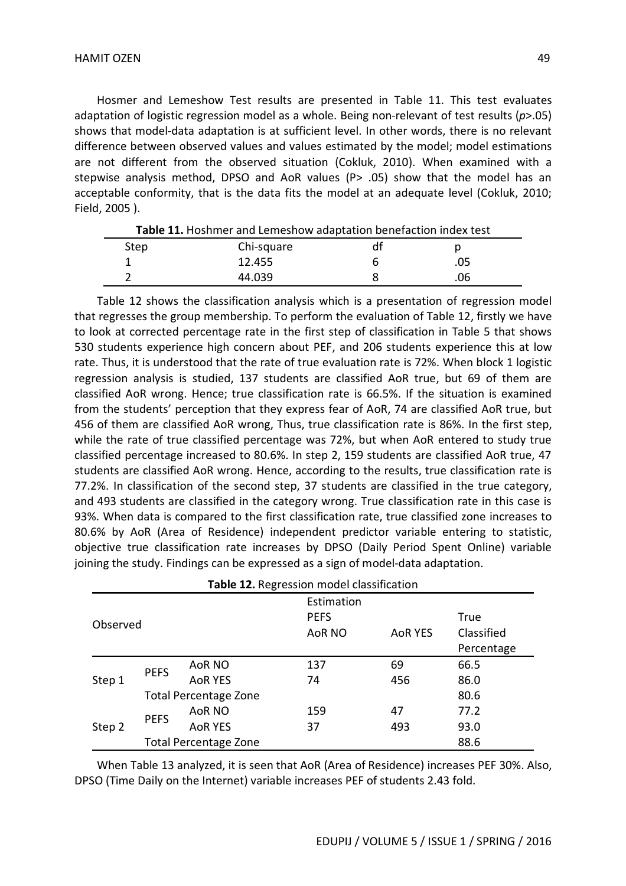Hosmer and Lemeshow Test results are presented in Table 11. This test evaluates adaptation of logistic regression model as a whole. Being non-relevant of test results ($p>.05$) shows that model-data adaptation is at sufficient level. In other words, there is no relevant difference between observed values and values estimated by the model; model estimations are not different from the observed situation (Cokluk, 2010). When examined with a stepwise analysis method, DPSO and AoR values ($P> .05$) show that the model has an acceptable conformity, that is the data fits the model at an adequate level (Cokluk, 2010; Field, 2005 ).

**Table 11.** Hoshmer and Lemeshow adaptation benefaction index test

| Step | Chi-square | df | p |
|---|---|---|---|
| 1 | 12.455 | 6 | .05 |
| 2 | 44.039 | 8 | .06 |

Table 12 shows the classification analysis which is a presentation of regression model that regresses the group membership. To perform the evaluation of Table 12, firstly we have to look at corrected percentage rate in the first step of classification in Table 5 that shows 530 students experience high concern about PEF, and 206 students experience this at low rate. Thus, it is understood that the rate of true evaluation rate is 72%. When block 1 logistic regression analysis is studied, 137 students are classified AoR true, but 69 of them are classified AoR wrong. Hence; true classification rate is 66.5%. If the situation is examined from the students' perception that they express fear of AoR, 74 are classified AoR true, but 456 of them are classified AoR wrong, Thus, true classification rate is 86%. In the first step, while the rate of true classified percentage was 72%, but when AoR entered to study true classified percentage increased to 80.6%. In step 2, 159 students are classified AoR true, 47 students are classified AoR wrong. Hence, according to the results, true classification rate is 77.2%. In classification of the second step, 37 students are classified in the true category, and 493 students are classified in the category wrong. True classification rate in this case is 93%. When data is compared to the first classification rate, true classified zone increases to 80.6% by AoR (Area of Residence) independent predictor variable entering to statistic, objective true classification rate increases by DPSO (Daily Period Spent Online) variable joining the study. Findings can be expressed as a sign of model-data adaptation.

**Table 12.** Regression model classification

| Observed | | | Estimation PEFS AoR NO | AoR YES | True Classified Percentage |
|---|---|---|---|---|---|
| Step 1 | PEFS | AoR NO | 137 | 69 | 66.5 |
| | | AoR YES | 74 | 456 | 86.0 |
| | Total Percentage Zone | | | | 80.6 |
| Step 2 | PEFS | AoR NO | 159 | 47 | 77.2 |
| | | AoR YES | 37 | 493 | 93.0 |
| | Total Percentage Zone | | | | 88.6 |

When Table 13 analyzed, it is seen that AoR (Area of Residence) increases PEF 30%. Also, DPSO (Time Daily on the Internet) variable increases PEF of students 2.43 fold.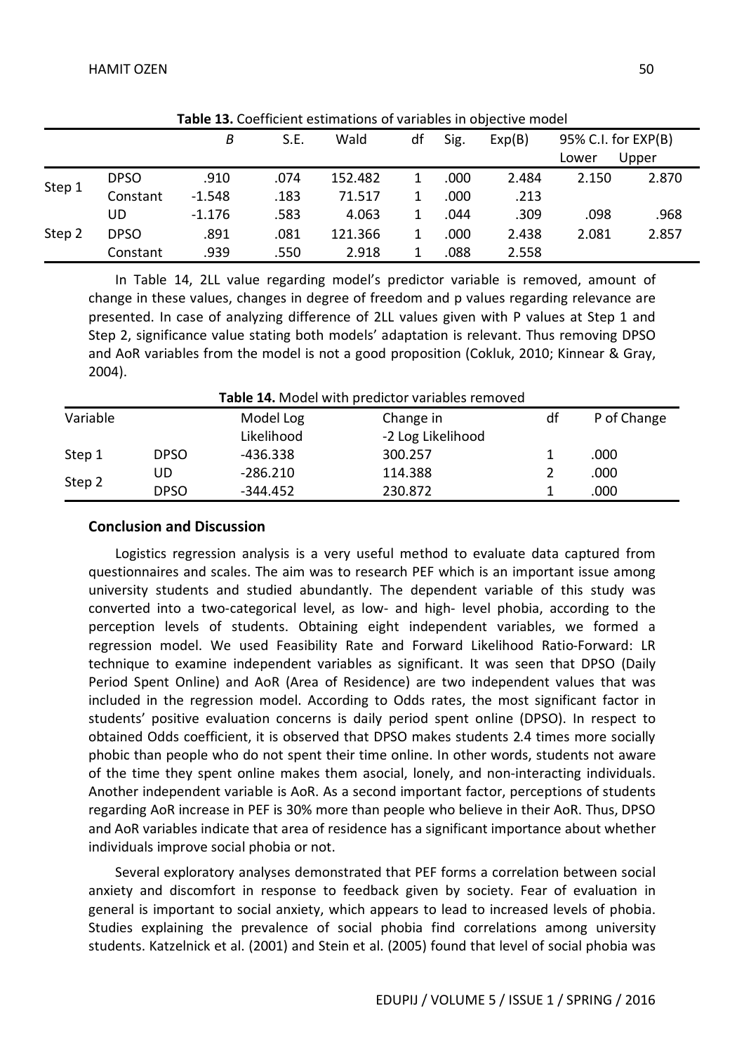**Table 13.** Coefficient estimations of variables in objective model

| | | *B* | S.E. | Wald | df | Sig. | Exp(B) | 95% C.I. for EXP(B) | |
|---|---|---|---|---|---|---|---|---|---|
| | | | | | | | | Lower | Upper |
| Step 1 | DPSO | .910 | .074 | 152.482 | 1 | .000 | 2.484 | 2.150 | 2.870 |
| | Constant | -1.548 | .183 | 71.517 | 1 | .000 | .213 | | |
| Step 2 | UD | -1.176 | .583 | 4.063 | 1 | .044 | .309 | .098 | .968 |
| | DPSO | .891 | .081 | 121.366 | 1 | .000 | 2.438 | 2.081 | 2.857 |
| | Constant | .939 | .550 | 2.918 | 1 | .088 | 2.558 | | |

In Table 14, 2LL value regarding model's predictor variable is removed, amount of change in these values, changes in degree of freedom and p values regarding relevance are presented. In case of analyzing difference of 2LL values given with P values at Step 1 and Step 2, significance value stating both models' adaptation is relevant. Thus removing DPSO and AoR variables from the model is not a good proposition (Cokluk, 2010; Kinnear & Gray, 2004).

**Table 14.** Model with predictor variables removed

| Variable | | Model Log Likelihood | Change in -2 Log Likelihood | df | P of Change |
|---|---|---|---|---|---|
| Step 1 | DPSO | -436.338 | 300.257 | 1 | .000 |
| Step 2 | UD | -286.210 | 114.388 | 2 | .000 |
| | DPSO | -344.452 | 230.872 | 1 | .000 |

## Conclusion and Discussion

Logistics regression analysis is a very useful method to evaluate data captured from questionnaires and scales. The aim was to research PEF which is an important issue among university students and studied abundantly. The dependent variable of this study was converted into a two-categorical level, as low- and high- level phobia, according to the perception levels of students. Obtaining eight independent variables, we formed a regression model. We used Feasibility Rate and Forward Likelihood Ratio-Forward: LR technique to examine independent variables as significant. It was seen that DPSO (Daily Period Spent Online) and AoR (Area of Residence) are two independent values that was included in the regression model. According to Odds rates, the most significant factor in students' positive evaluation concerns is daily period spent online (DPSO). In respect to obtained Odds coefficient, it is observed that DPSO makes students 2.4 times more socially phobic than people who do not spent their time online. In other words, students not aware of the time they spent online makes them asocial, lonely, and non-interacting individuals. Another independent variable is AoR. As a second important factor, perceptions of students regarding AoR increase in PEF is 30% more than people who believe in their AoR. Thus, DPSO and AoR variables indicate that area of residence has a significant importance about whether individuals improve social phobia or not.

Several exploratory analyses demonstrated that PEF forms a correlation between social anxiety and discomfort in response to feedback given by society. Fear of evaluation in general is important to social anxiety, which appears to lead to increased levels of phobia. Studies explaining the prevalence of social phobia find correlations among university students. Katzelnick et al. (2001) and Stein et al. (2005) found that level of social phobia was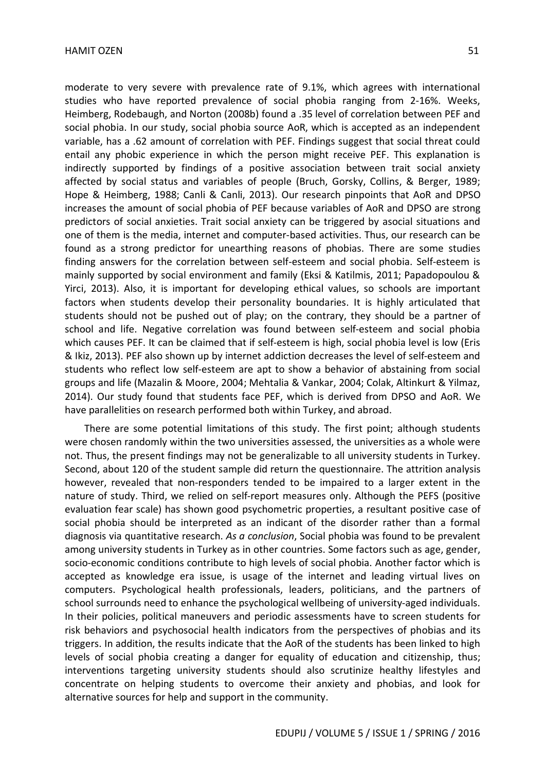moderate to very severe with prevalence rate of 9.1%, which agrees with international studies who have reported prevalence of social phobia ranging from 2-16%. Weeks, Heimberg, Rodebaugh, and Norton (2008b) found a .35 level of correlation between PEF and social phobia. In our study, social phobia source AoR, which is accepted as an independent variable, has a .62 amount of correlation with PEF. Findings suggest that social threat could entail any phobic experience in which the person might receive PEF. This explanation is indirectly supported by findings of a positive association between trait social anxiety affected by social status and variables of people (Bruch, Gorsky, Collins, & Berger, 1989; Hope & Heimberg, 1988; Canli & Canli, 2013). Our research pinpoints that AoR and DPSO increases the amount of social phobia of PEF because variables of AoR and DPSO are strong predictors of social anxieties. Trait social anxiety can be triggered by asocial situations and one of them is the media, internet and computer-based activities. Thus, our research can be found as a strong predictor for unearthing reasons of phobias. There are some studies finding answers for the correlation between self-esteem and social phobia. Self-esteem is mainly supported by social environment and family (Eksi & Katilmis, 2011; Papadopoulou & Yirci, 2013). Also, it is important for developing ethical values, so schools are important factors when students develop their personality boundaries. It is highly articulated that students should not be pushed out of play; on the contrary, they should be a partner of school and life. Negative correlation was found between self-esteem and social phobia which causes PEF. It can be claimed that if self-esteem is high, social phobia level is low (Eris & Ikiz, 2013). PEF also shown up by internet addiction decreases the level of self-esteem and students who reflect low self-esteem are apt to show a behavior of abstaining from social groups and life (Mazalin & Moore, 2004; Mehtalia & Vankar, 2004; Colak, Altinkurt & Yilmaz, 2014). Our study found that students face PEF, which is derived from DPSO and AoR. We have parallelities on research performed both within Turkey, and abroad.

There are some potential limitations of this study. The first point; although students were chosen randomly within the two universities assessed, the universities as a whole were not. Thus, the present findings may not be generalizable to all university students in Turkey. Second, about 120 of the student sample did return the questionnaire. The attrition analysis however, revealed that non-responders tended to be impaired to a larger extent in the nature of study. Third, we relied on self-report measures only. Although the PEFS (positive evaluation fear scale) has shown good psychometric properties, a resultant positive case of social phobia should be interpreted as an indicant of the disorder rather than a formal diagnosis via quantitative research. *As a conclusion*, Social phobia was found to be prevalent among university students in Turkey as in other countries. Some factors such as age, gender, socio-economic conditions contribute to high levels of social phobia. Another factor which is accepted as knowledge era issue, is usage of the internet and leading virtual lives on computers. Psychological health professionals, leaders, politicians, and the partners of school surrounds need to enhance the psychological wellbeing of university-aged individuals. In their policies, political maneuvers and periodic assessments have to screen students for risk behaviors and psychosocial health indicators from the perspectives of phobias and its triggers. In addition, the results indicate that the AoR of the students has been linked to high levels of social phobia creating a danger for equality of education and citizenship, thus; interventions targeting university students should also scrutinize healthy lifestyles and concentrate on helping students to overcome their anxiety and phobias, and look for alternative sources for help and support in the community.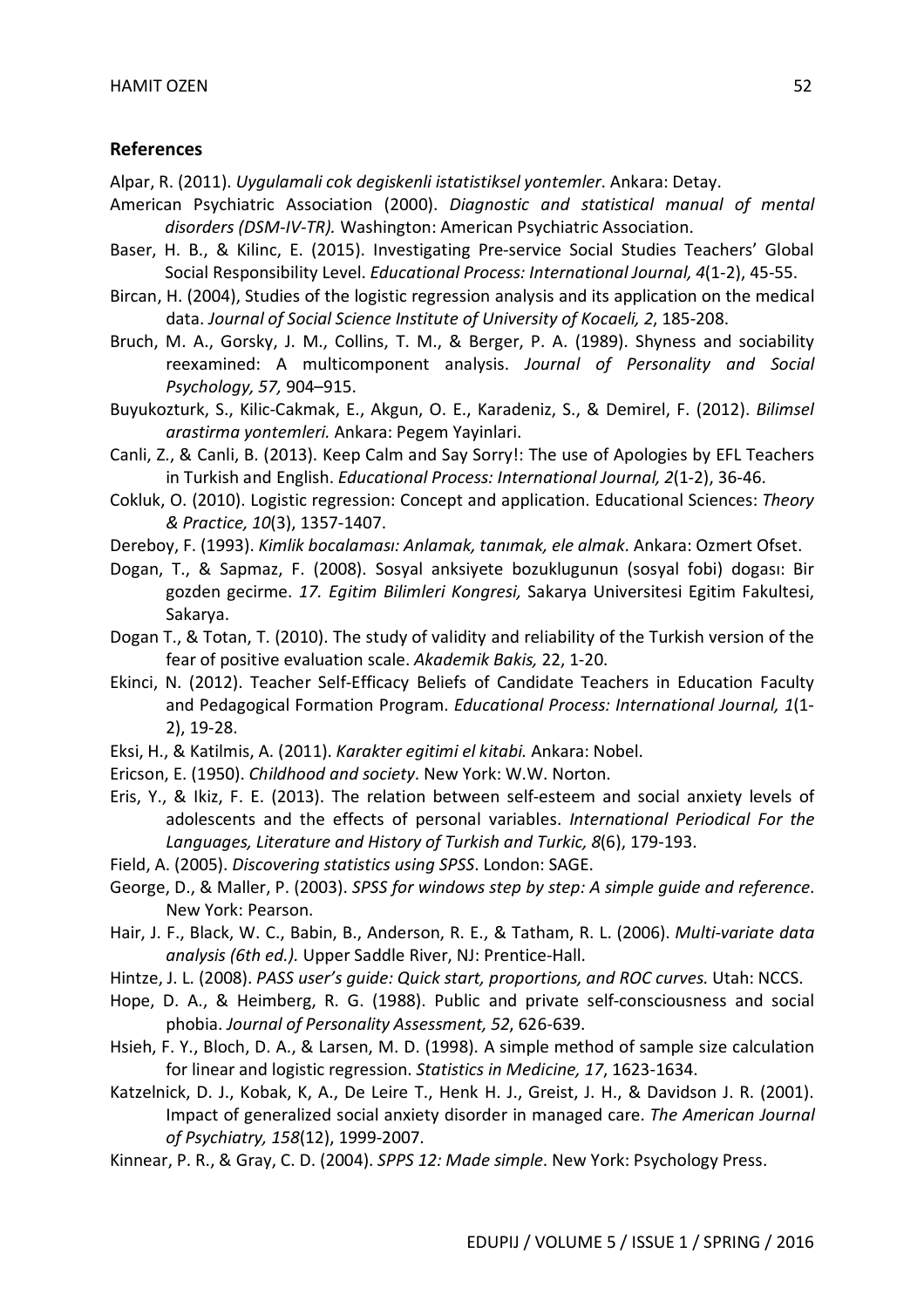## References

Alpar, R. (2011). *Uygulamali cok degiskenli istatistiksel yontemler*. Ankara: Detay.

American Psychiatric Association (2000). *Diagnostic and statistical manual of mental disorders (DSM-IV-TR).* Washington: American Psychiatric Association.

Baser, H. B., & Kilinc, E. (2015). Investigating Pre-service Social Studies Teachers' Global Social Responsibility Level. *Educational Process: International Journal, 4*(1-2), 45-55.

Bircan, H. (2004), Studies of the logistic regression analysis and its application on the medical data. *Journal of Social Science Institute of University of Kocaeli, 2*, 185-208.

Bruch, M. A., Gorsky, J. M., Collins, T. M., & Berger, P. A. (1989). Shyness and sociability reexamined: A multicomponent analysis. *Journal of Personality and Social Psychology, 57,* 904–915.

Buyukozturk, S., Kilic-Cakmak, E., Akgun, O. E., Karadeniz, S., & Demirel, F. (2012). *Bilimsel arastirma yontemleri.* Ankara: Pegem Yayinlari.

Canli, Z., & Canli, B. (2013). Keep Calm and Say Sorry!: The use of Apologies by EFL Teachers in Turkish and English. *Educational Process: International Journal, 2*(1-2), 36-46.

Cokluk, O. (2010). Logistic regression: Concept and application. Educational Sciences: *Theory & Practice, 10*(3), 1357-1407.

Dereboy, F. (1993). *Kimlik bocalaması: Anlamak, tanımak, ele almak*. Ankara: Ozmert Ofset.

Dogan, T., & Sapmaz, F. (2008). Sosyal anksiyete bozuklugunun (sosyal fobi) dogası: Bir gozden gecirme. *17. Egitim Bilimleri Kongresi,* Sakarya Universitesi Egitim Fakultesi, Sakarya.

Dogan T., & Totan, T. (2010). The study of validity and reliability of the Turkish version of the fear of positive evaluation scale. *Akademik Bakis,* 22, 1-20.

Ekinci, N. (2012). Teacher Self-Efficacy Beliefs of Candidate Teachers in Education Faculty and Pedagogical Formation Program. *Educational Process: International Journal, 1*(1-2), 19-28.

Eksi, H., & Katilmis, A. (2011). *Karakter egitimi el kitabi.* Ankara: Nobel.

Ericson, E. (1950). *Childhood and society*. New York: W.W. Norton.

Eris, Y., & Ikiz, F. E. (2013). The relation between self-esteem and social anxiety levels of adolescents and the effects of personal variables. *International Periodical For the Languages, Literature and History of Turkish and Turkic, 8*(6), 179-193.

Field, A. (2005). *Discovering statistics using SPSS*. London: SAGE.

George, D., & Maller, P. (2003). *SPSS for windows step by step: A simple guide and reference*. New York: Pearson.

Hair, J. F., Black, W. C., Babin, B., Anderson, R. E., & Tatham, R. L. (2006). *Multi-variate data analysis (6th ed.).* Upper Saddle River, NJ: Prentice-Hall.

Hintze, J. L. (2008). *PASS user's guide: Quick start, proportions, and ROC curves.* Utah: NCCS.

Hope, D. A., & Heimberg, R. G. (1988). Public and private self-consciousness and social phobia. *Journal of Personality Assessment, 52*, 626-639.

Hsieh, F. Y., Bloch, D. A., & Larsen, M. D. (1998). A simple method of sample size calculation for linear and logistic regression. *Statistics in Medicine, 17*, 1623-1634.

Katzelnick, D. J., Kobak, K, A., De Leire T., Henk H. J., Greist, J. H., & Davidson J. R. (2001). Impact of generalized social anxiety disorder in managed care. *The American Journal of Psychiatry, 158*(12), 1999-2007.

Kinnear, P. R., & Gray, C. D. (2004). *SPPS 12: Made simple*. New York: Psychology Press.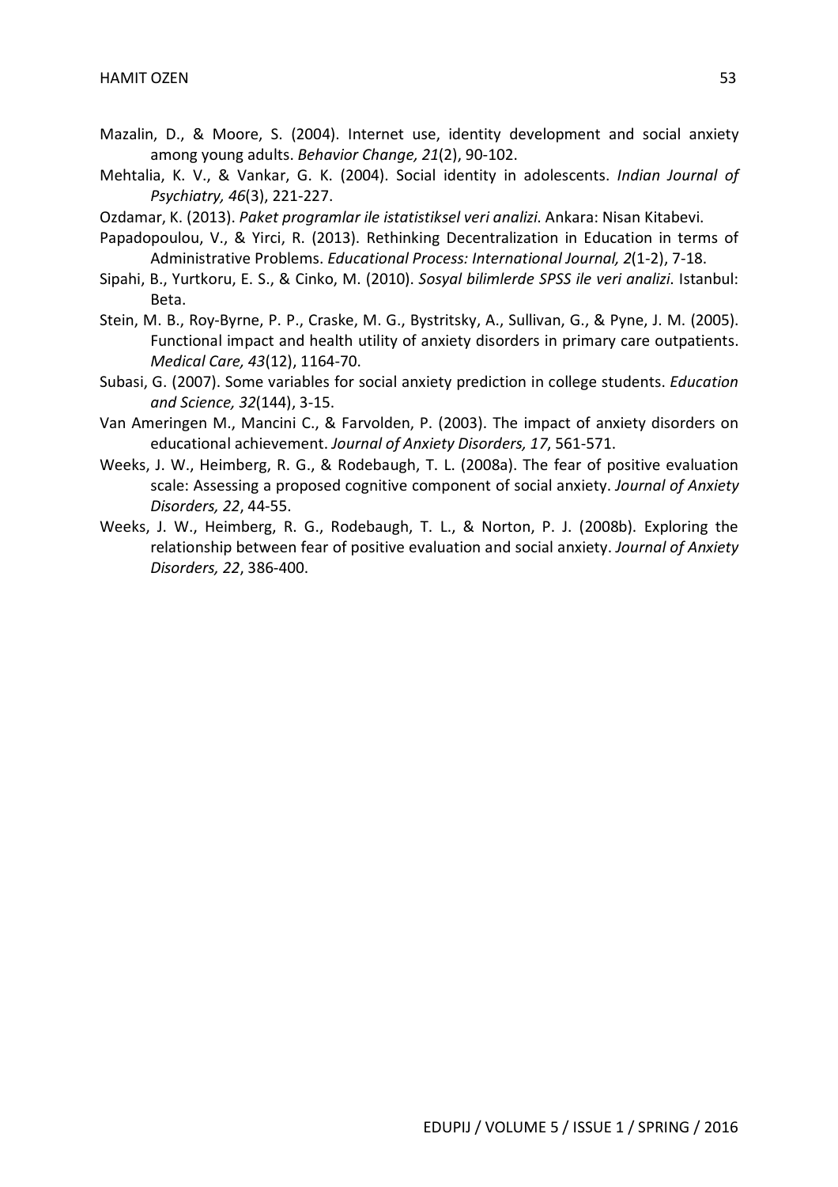Mazalin, D., & Moore, S. (2004). Internet use, identity development and social anxiety among young adults. *Behavior Change, 21*(2), 90-102.

Mehtalia, K. V., & Vankar, G. K. (2004). Social identity in adolescents. *Indian Journal of Psychiatry, 46*(3), 221-227.

Ozdamar, K. (2013). *Paket programlar ile istatistiksel veri analizi*. Ankara: Nisan Kitabevi.

Papadopoulou, V., & Yirci, R. (2013). Rethinking Decentralization in Education in terms of Administrative Problems. *Educational Process: International Journal, 2*(1-2), 7-18.

Sipahi, B., Yurtkoru, E. S., & Cinko, M. (2010). *Sosyal bilimlerde SPSS ile veri analizi*. Istanbul: Beta.

Stein, M. B., Roy-Byrne, P. P., Craske, M. G., Bystritsky, A., Sullivan, G., & Pyne, J. M. (2005). Functional impact and health utility of anxiety disorders in primary care outpatients. *Medical Care, 43*(12), 1164-70.

Subasi, G. (2007). Some variables for social anxiety prediction in college students. *Education and Science, 32*(144), 3-15.

Van Ameringen M., Mancini C., & Farvolden, P. (2003). The impact of anxiety disorders on educational achievement. *Journal of Anxiety Disorders, 17*, 561-571.

Weeks, J. W., Heimberg, R. G., & Rodebaugh, T. L. (2008a). The fear of positive evaluation scale: Assessing a proposed cognitive component of social anxiety. *Journal of Anxiety Disorders, 22*, 44-55.

Weeks, J. W., Heimberg, R. G., Rodebaugh, T. L., & Norton, P. J. (2008b). Exploring the relationship between fear of positive evaluation and social anxiety. *Journal of Anxiety Disorders, 22*, 386-400.